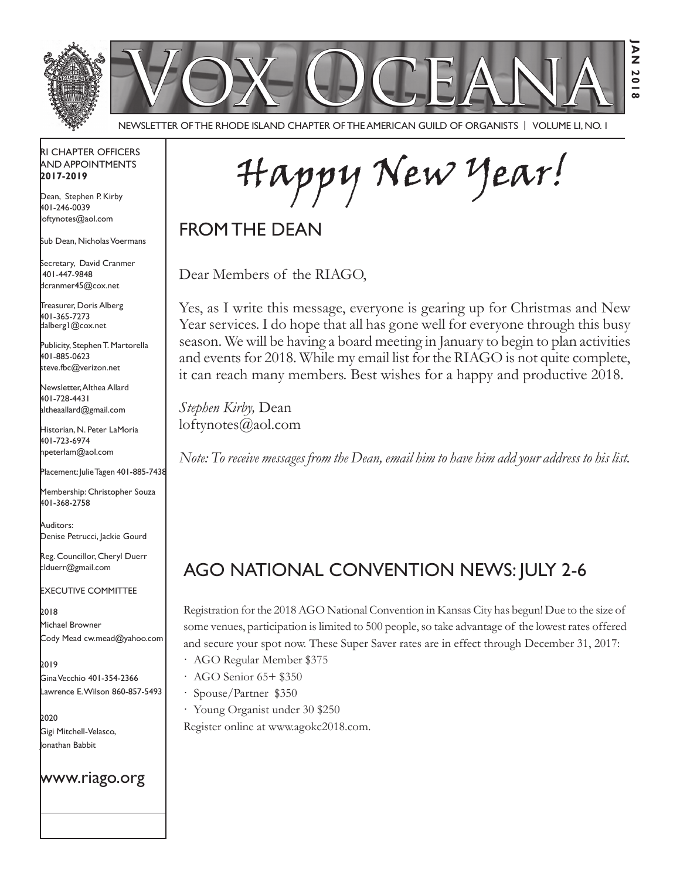# Vox Oceana

NEWSLETTER OF THE RHODE ISLAND CHAPTER OF THE AMERICAN GUILD OF ORGANISTS | VOLUME LI, NO. 1

JAN 2018

RI CHAPTER OFFICERS AND APPOINTMENTS
**2017-2019**

Dean, Stephen P. Kirby
401-246-0039
loftynotes@aol.com

Sub Dean, Nicholas Voermans

Secretary, David Cranmer
401-447-9848
dcranmer45@cox.net

Treasurer, Doris Alberg
401-365-7273
dalberg1@cox.net

Publicity, Stephen T. Martorella
401-885-0623
steve.fbc@verizon.net

Newsletter, Althea Allard
401-728-4431
altheaallard@gmail.com

Historian, N. Peter LaMoria
401-723-6974
npeterlam@aol.com

Placement: Julie Tagen 401-885-7438

Membership: Christopher Souza
401-368-2758

Auditors:
Denise Petrucci, Jackie Gourd

Reg. Councillor, Cheryl Duerr
clduerr@gmail.com

EXECUTIVE COMMITTEE

2018
Michael Browner
Cody Mead cw.mead@yahoo.com

2019
Gina Vecchio 401-354-2366
Lawrence E. Wilson 860-857-5493

2020
Gigi Mitchell-Velasco,
Jonathan Babbit

www.riago.org

# Happy New Year!

## FROM THE DEAN

Dear Members of the RIAGO,

Yes, as I write this message, everyone is gearing up for Christmas and New Year services. I do hope that all has gone well for everyone through this busy season. We will be having a board meeting in January to begin to plan activities and events for 2018. While my email list for the RIAGO is not quite complete, it can reach many members. Best wishes for a happy and productive 2018.

*Stephen Kirby,* Dean
loftynotes@aol.com

*Note: To receive messages from the Dean, email him to have him add your address to his list.*

## AGO NATIONAL CONVENTION NEWS: JULY 2-6

Registration for the 2018 AGO National Convention in Kansas City has begun! Due to the size of some venues, participation is limited to 500 people, so take advantage of the lowest rates offered and secure your spot now. These Super Saver rates are in effect through December 31, 2017:

- AGO Regular Member $375
- AGO Senior 65+ $350
- Spouse/Partner $350
- Young Organist under 30 $250

Register online at www.agokc2018.com.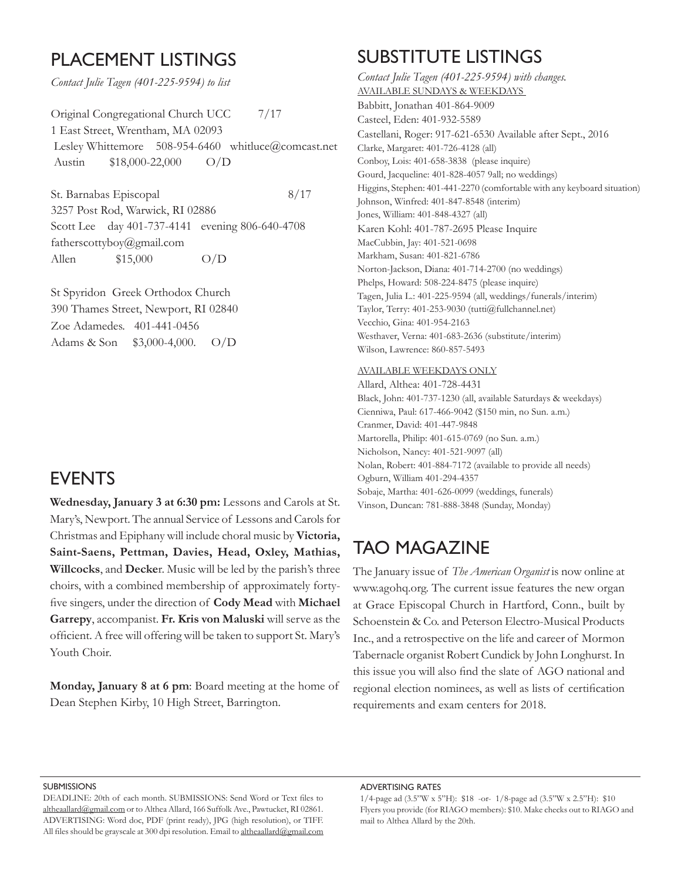## PLACEMENT LISTINGS

*Contact Julie Tagen (401-225-9594) to list*

Original Congregational Church UCC 7/17
1 East Street, Wrentham, MA 02093
Lesley Whittemore 508-954-6460 whitluce@comcast.net
Austin $18,000-22,000 O/D

St. Barnabas Episcopal 8/17
3257 Post Rod, Warwick, RI 02886
Scott Lee day 401-737-4141 evening 806-640-4708
fatherscottyboy@gmail.com
Allen $15,000 O/D

St Spyridon Greek Orthodox Church
390 Thames Street, Newport, RI 02840
Zoe Adamedes. 401-441-0456
Adams & Son $3,000-4,000. O/D

## EVENTS

**Wednesday, January 3 at 6:30 pm:** Lessons and Carols at St. Mary's, Newport. The annual Service of Lessons and Carols for Christmas and Epiphany will include choral music by **Victoria, Saint-Saens, Pettman, Davies, Head, Oxley, Mathias, Willcocks**, and **Decke**r. Music will be led by the parish's three choirs, with a combined membership of approximately forty-five singers, under the direction of **Cody Mead** with **Michael Garrepy**, accompanist. **Fr. Kris von Maluski** will serve as the officient. A free will offering will be taken to support St. Mary's Youth Choir.

**Monday, January 8 at 6 pm**: Board meeting at the home of Dean Stephen Kirby, 10 High Street, Barrington.

## SUBSTITUTE LISTINGS

*Contact Julie Tagen (401-225-9594) with changes.*

AVAILABLE SUNDAYS & WEEKDAYS

Babbitt, Jonathan 401-864-9009
Casteel, Eden: 401-932-5589
Castellani, Roger: 917-621-6530 Available after Sept., 2016
Clarke, Margaret: 401-726-4128 (all)
Conboy, Lois: 401-658-3838 (please inquire)
Gourd, Jacqueline: 401-828-4057 9all; no weddings)
Higgins, Stephen: 401-441-2270 (comfortable with any keyboard situation)
Johnson, Winfred: 401-847-8548 (interim)
Jones, William: 401-848-4327 (all)
Karen Kohl: 401-787-2695 Please Inquire
MacCubbin, Jay: 401-521-0698
Markham, Susan: 401-821-6786
Norton-Jackson, Diana: 401-714-2700 (no weddings)
Phelps, Howard: 508-224-8475 (please inquire)
Tagen, Julia L.: 401-225-9594 (all, weddings/funerals/interim)
Taylor, Terry: 401-253-9030 (tutti@fullchannel.net)
Vecchio, Gina: 401-954-2163
Westhaver, Verna: 401-683-2636 (substitute/interim)
Wilson, Lawrence: 860-857-5493

AVAILABLE WEEKDAYS ONLY

Allard, Althea: 401-728-4431
Black, John: 401-737-1230 (all, available Saturdays & weekdays)
Cienniwa, Paul: 617-466-9042 ($150 min, no Sun. a.m.)
Cranmer, David: 401-447-9848
Martorella, Philip: 401-615-0769 (no Sun. a.m.)
Nicholson, Nancy: 401-521-9097 (all)
Nolan, Robert: 401-884-7172 (available to provide all needs)
Ogburn, William 401-294-4357
Sobaje, Martha: 401-626-0099 (weddings, funerals)
Vinson, Duncan: 781-888-3848 (Sunday, Monday)

## TAO MAGAZINE

The January issue of *The American Organist* is now online at www.agohq.org. The current issue features the new organ at Grace Episcopal Church in Hartford, Conn., built by Schoenstein & Co. and Peterson Electro-Musical Products Inc., and a retrospective on the life and career of Mormon Tabernacle organist Robert Cundick by John Longhurst. In this issue you will also find the slate of AGO national and regional election nominees, as well as lists of certification requirements and exam centers for 2018.

#### SUBMISSIONS

DEADLINE: 20th of each month. SUBMISSIONS: Send Word or Text files to altheaallard@gmail.com or to Althea Allard, 166 Suffolk Ave., Pawtucket, RI 02861. ADVERTISING: Word doc, PDF (print ready), JPG (high resolution), or TIFF. All files should be grayscale at 300 dpi resolution. Email to altheaallard@gmail.com

#### ADVERTISING RATES

1/4-page ad (3.5"W x 5"H): $18 -or- 1/8-page ad (3.5"W x 2.5"H): $10
Flyers you provide (for RIAGO members): $10. Make checks out to RIAGO and mail to Althea Allard by the 20th.